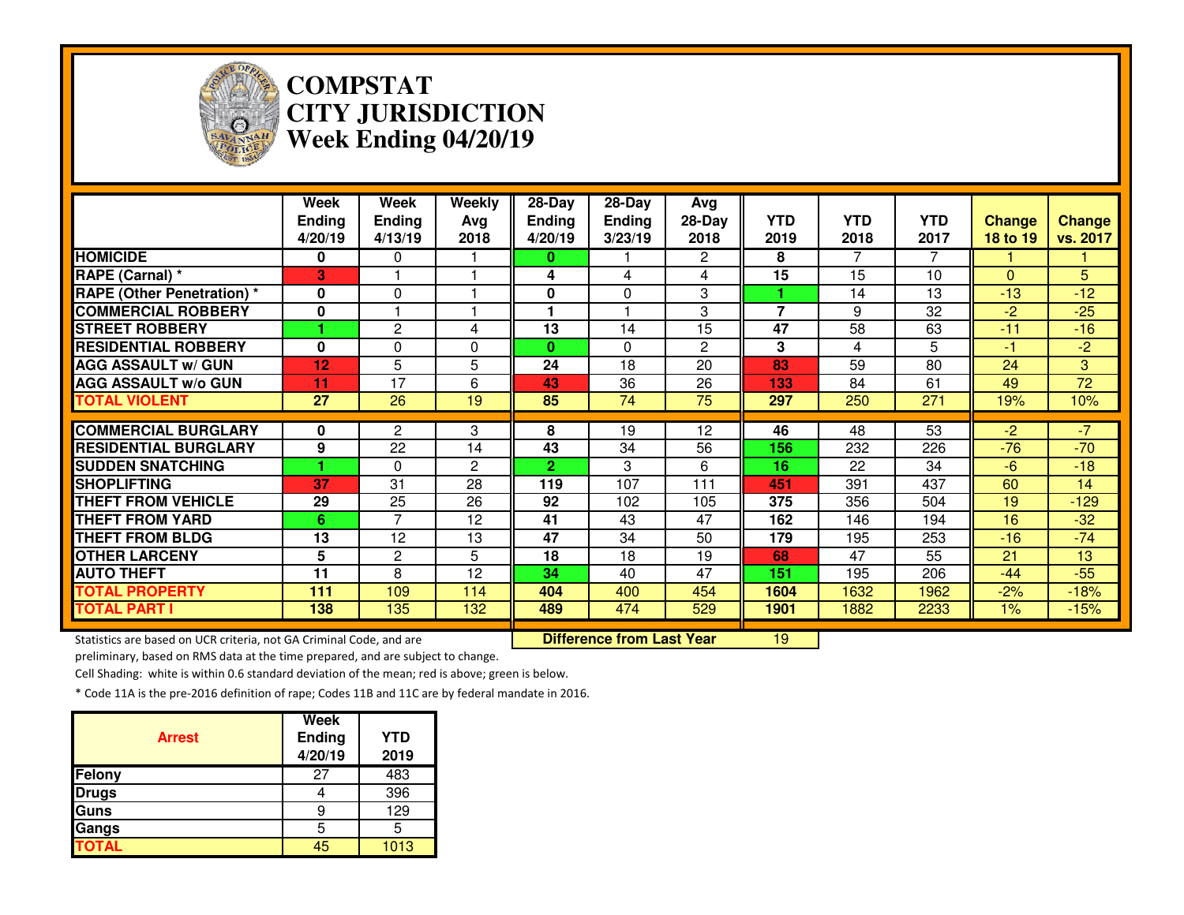# COMPSTAT
# CITY JURISDICTION
# Week Ending 04/20/19

| | Week Ending 4/20/19 | Week Ending 4/13/19 | Weekly Avg 2018 | 28-Day Ending 4/20/19 | 28-Day Ending 3/23/19 | Avg 28-Day 2018 | YTD 2019 | YTD 2018 | YTD 2017 | Change 18 to 19 | Change vs. 2017 |
|---|---|---|---|---|---|---|---|---|---|---|---|
| HOMICIDE | 0 | 0 | 1 | 0 | 1 | 2 | 8 | 7 | 7 | 1 | 1 |
| RAPE (Carnal) * | 3 | 1 | 1 | 4 | 4 | 4 | 15 | 15 | 10 | 0 | 5 |
| RAPE (Other Penetration) * | 0 | 0 | 1 | 0 | 0 | 3 | 1 | 14 | 13 | -13 | -12 |
| COMMERCIAL ROBBERY | 0 | 1 | 1 | 1 | 1 | 3 | 7 | 9 | 32 | -2 | -25 |
| STREET ROBBERY | 1 | 2 | 4 | 13 | 14 | 15 | 47 | 58 | 63 | -11 | -16 |
| RESIDENTIAL ROBBERY | 0 | 0 | 0 | 0 | 0 | 2 | 3 | 4 | 5 | -1 | -2 |
| AGG ASSAULT w/ GUN | 12 | 5 | 5 | 24 | 18 | 20 | 83 | 59 | 80 | 24 | 3 |
| AGG ASSAULT w/o GUN | 11 | 17 | 6 | 43 | 36 | 26 | 133 | 84 | 61 | 49 | 72 |
| TOTAL VIOLENT | 27 | 26 | 19 | 85 | 74 | 75 | 297 | 250 | 271 | 19% | 10% |
| COMMERCIAL BURGLARY | 0 | 2 | 3 | 8 | 19 | 12 | 46 | 48 | 53 | -2 | -7 |
| RESIDENTIAL BURGLARY | 9 | 22 | 14 | 43 | 34 | 56 | 156 | 232 | 226 | -76 | -70 |
| SUDDEN SNATCHING | 1 | 0 | 2 | 2 | 3 | 6 | 16 | 22 | 34 | -6 | -18 |
| SHOPLIFTING | 37 | 31 | 28 | 119 | 107 | 111 | 451 | 391 | 437 | 60 | 14 |
| THEFT FROM VEHICLE | 29 | 25 | 26 | 92 | 102 | 105 | 375 | 356 | 504 | 19 | -129 |
| THEFT FROM YARD | 6 | 7 | 12 | 41 | 43 | 47 | 162 | 146 | 194 | 16 | -32 |
| THEFT FROM BLDG | 13 | 12 | 13 | 47 | 34 | 50 | 179 | 195 | 253 | -16 | -74 |
| OTHER LARCENY | 5 | 2 | 5 | 18 | 18 | 19 | 68 | 47 | 55 | 21 | 13 |
| AUTO THEFT | 11 | 8 | 12 | 34 | 40 | 47 | 151 | 195 | 206 | -44 | -55 |
| TOTAL PROPERTY | 111 | 109 | 114 | 404 | 400 | 454 | 1604 | 1632 | 1962 | -2% | -18% |
| TOTAL PART I | 138 | 135 | 132 | 489 | 474 | 529 | 1901 | 1882 | 2233 | 1% | -15% |

**Difference from Last Year** 19

Statistics are based on UCR criteria, not GA Criminal Code, and are preliminary, based on RMS data at the time prepared, and are subject to change.

Cell Shading: white is within 0.6 standard deviation of the mean; red is above; green is below.

* Code 11A is the pre-2016 definition of rape; Codes 11B and 11C are by federal mandate in 2016.

| Arrest | Week Ending 4/20/19 | YTD 2019 |
|---|---|---|
| Felony | 27 | 483 |
| Drugs | 4 | 396 |
| Guns | 9 | 129 |
| Gangs | 5 | 5 |
| TOTAL | 45 | 1013 |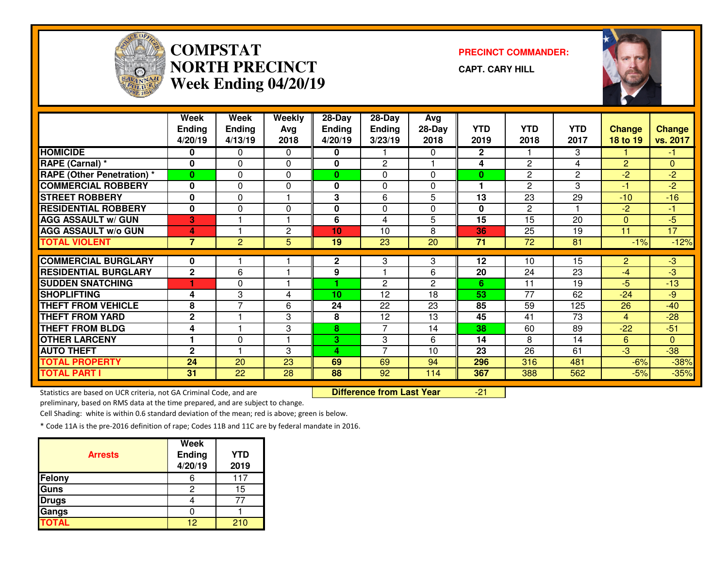# COMPSTAT NORTH PRECINCT
## Week Ending 04/20/19

**PRECINCT COMMANDER:**

**CAPT. CARY HILL**

| | Week Ending 4/20/19 | Week Ending 4/13/19 | Weekly Avg 2018 | 28-Day Ending 4/20/19 | 28-Day Ending 3/23/19 | Avg 28-Day 2018 | YTD 2019 | YTD 2018 | YTD 2017 | Change 18 to 19 | Change vs. 2017 |
|---|---|---|---|---|---|---|---|---|---|---|---|
| HOMICIDE | 0 | 0 | 0 | 0 | 1 | 0 | 2 | 1 | 3 | 1 | -1 |
| RAPE (Carnal) * | 0 | 0 | 0 | 0 | 2 | 1 | 4 | 2 | 4 | 2 | 0 |
| RAPE (Other Penetration) * | 0 | 0 | 0 | 0 | 0 | 0 | 0 | 2 | 2 | -2 | -2 |
| COMMERCIAL ROBBERY | 0 | 0 | 0 | 0 | 0 | 0 | 1 | 2 | 3 | -1 | -2 |
| STREET ROBBERY | 0 | 0 | 1 | 3 | 6 | 5 | 13 | 23 | 29 | -10 | -16 |
| RESIDENTIAL ROBBERY | 0 | 0 | 0 | 0 | 0 | 0 | 0 | 2 | 1 | -2 | -1 |
| AGG ASSAULT w/ GUN | 3 | 1 | 1 | 6 | 4 | 5 | 15 | 15 | 20 | 0 | -5 |
| AGG ASSAULT w/o GUN | 4 | 1 | 2 | 10 | 10 | 8 | 36 | 25 | 19 | 11 | 17 |
| TOTAL VIOLENT | 7 | 2 | 5 | 19 | 23 | 20 | 71 | 72 | 81 | -1% | -12% |
| COMMERCIAL BURGLARY | 0 | 1 | 1 | 2 | 3 | 3 | 12 | 10 | 15 | 2 | -3 |
| RESIDENTIAL BURGLARY | 2 | 6 | 1 | 9 | 1 | 6 | 20 | 24 | 23 | -4 | -3 |
| SUDDEN SNATCHING | 1 | 0 | 1 | 1 | 2 | 2 | 6 | 11 | 19 | -5 | -13 |
| SHOPLIFTING | 4 | 3 | 4 | 10 | 12 | 18 | 53 | 77 | 62 | -24 | -9 |
| THEFT FROM VEHICLE | 8 | 7 | 6 | 24 | 22 | 23 | 85 | 59 | 125 | 26 | -40 |
| THEFT FROM YARD | 2 | 1 | 3 | 8 | 12 | 13 | 45 | 41 | 73 | 4 | -28 |
| THEFT FROM BLDG | 4 | 1 | 3 | 8 | 7 | 14 | 38 | 60 | 89 | -22 | -51 |
| OTHER LARCENY | 1 | 0 | 1 | 3 | 3 | 6 | 14 | 8 | 14 | 6 | 0 |
| AUTO THEFT | 2 | 1 | 3 | 4 | 7 | 10 | 23 | 26 | 61 | -3 | -38 |
| TOTAL PROPERTY | 24 | 20 | 23 | 69 | 69 | 94 | 296 | 316 | 481 | -6% | -38% |
| TOTAL PART I | 31 | 22 | 28 | 88 | 92 | 114 | 367 | 388 | 562 | -5% | -35% |

**Difference from Last Year** -21

Statistics are based on UCR criteria, not GA Criminal Code, and are preliminary, based on RMS data at the time prepared, and are subject to change.

Cell Shading: white is within 0.6 standard deviation of the mean; red is above; green is below.

* Code 11A is the pre-2016 definition of rape; Codes 11B and 11C are by federal mandate in 2016.

| Arrests | Week Ending 4/20/19 | YTD 2019 |
|---|---|---|
| Felony | 6 | 117 |
| Guns | 2 | 15 |
| Drugs | 4 | 77 |
| Gangs | 0 | 1 |
| TOTAL | 12 | 210 |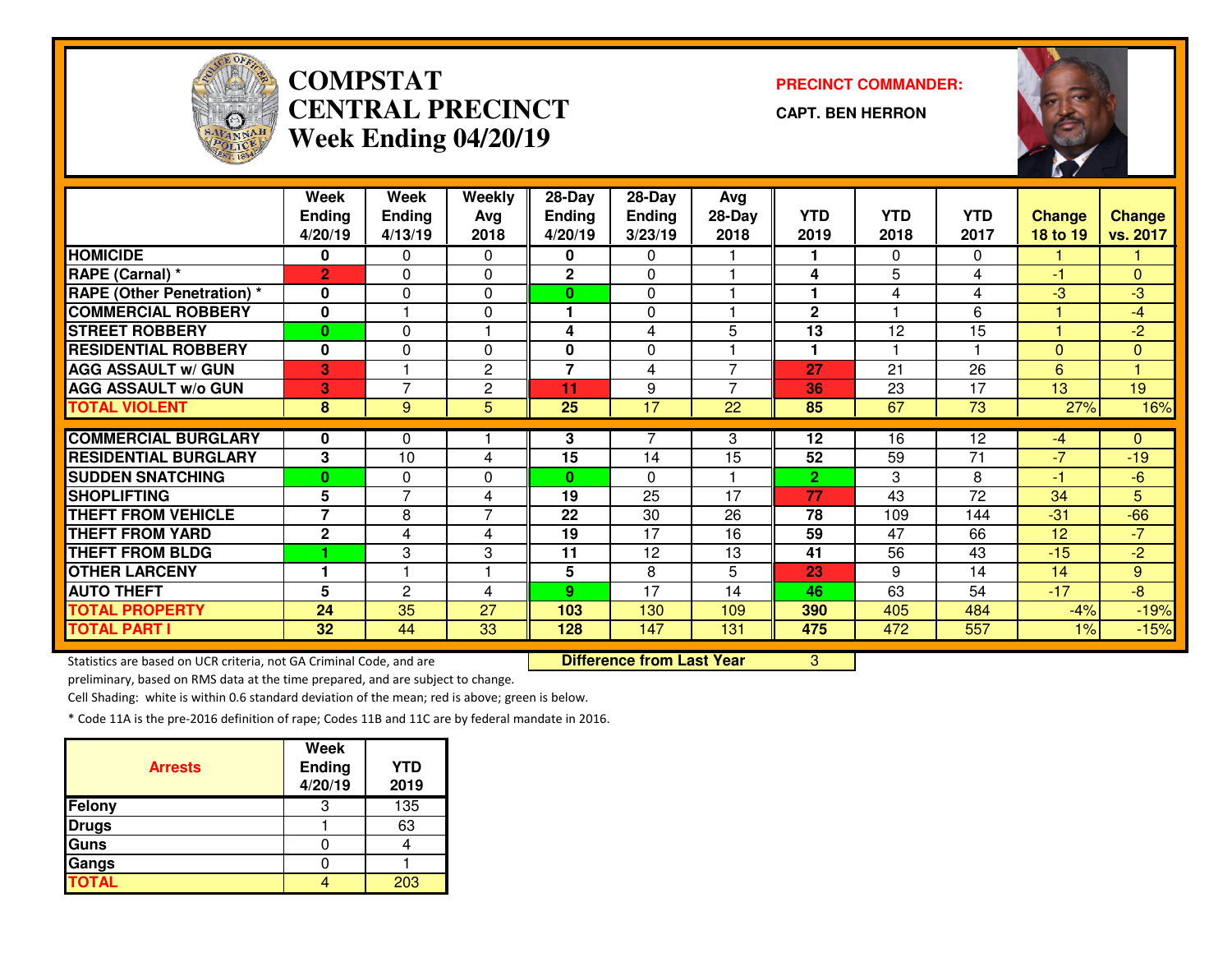# COMPSTAT CENTRAL PRECINCT

## Week Ending 04/20/19

**PRECINCT COMMANDER:**

**CAPT. BEN HERRON**

| | Week Ending 4/20/19 | Week Ending 4/13/19 | Weekly Avg 2018 | 28-Day Ending 4/20/19 | 28-Day Ending 3/23/19 | Avg 28-Day 2018 | YTD 2019 | YTD 2018 | YTD 2017 | Change 18 to 19 | Change vs. 2017 |
|---|---|---|---|---|---|---|---|---|---|---|---|
| HOMICIDE | 0 | 0 | 0 | 0 | 0 | 1 | 1 | 0 | 0 | 1 | 1 |
| RAPE (Carnal) * | 2 | 0 | 0 | 2 | 0 | 1 | 4 | 5 | 4 | -1 | 0 |
| RAPE (Other Penetration) * | 0 | 0 | 0 | 0 | 0 | 1 | 1 | 4 | 4 | -3 | -3 |
| COMMERCIAL ROBBERY | 0 | 1 | 0 | 1 | 0 | 1 | 2 | 1 | 6 | 1 | -4 |
| STREET ROBBERY | 0 | 0 | 1 | 4 | 4 | 5 | 13 | 12 | 15 | 1 | -2 |
| RESIDENTIAL ROBBERY | 0 | 0 | 0 | 0 | 0 | 1 | 1 | 1 | 1 | 0 | 0 |
| AGG ASSAULT w/ GUN | 3 | 1 | 2 | 7 | 4 | 7 | 27 | 21 | 26 | 6 | 1 |
| AGG ASSAULT w/o GUN | 3 | 7 | 2 | 11 | 9 | 7 | 36 | 23 | 17 | 13 | 19 |
| TOTAL VIOLENT | 8 | 9 | 5 | 25 | 17 | 22 | 85 | 67 | 73 | 27% | 16% |
| COMMERCIAL BURGLARY | 0 | 0 | 1 | 3 | 7 | 3 | 12 | 16 | 12 | -4 | 0 |
| RESIDENTIAL BURGLARY | 3 | 10 | 4 | 15 | 14 | 15 | 52 | 59 | 71 | -7 | -19 |
| SUDDEN SNATCHING | 0 | 0 | 0 | 0 | 0 | 1 | 2 | 3 | 8 | -1 | -6 |
| SHOPLIFTING | 5 | 7 | 4 | 19 | 25 | 17 | 77 | 43 | 72 | 34 | 5 |
| THEFT FROM VEHICLE | 7 | 8 | 7 | 22 | 30 | 26 | 78 | 109 | 144 | -31 | -66 |
| THEFT FROM YARD | 2 | 4 | 4 | 19 | 17 | 16 | 59 | 47 | 66 | 12 | -7 |
| THEFT FROM BLDG | 1 | 3 | 3 | 11 | 12 | 13 | 41 | 56 | 43 | -15 | -2 |
| OTHER LARCENY | 1 | 1 | 1 | 5 | 8 | 5 | 23 | 9 | 14 | 14 | 9 |
| AUTO THEFT | 5 | 2 | 4 | 9 | 17 | 14 | 46 | 63 | 54 | -17 | -8 |
| TOTAL PROPERTY | 24 | 35 | 27 | 103 | 130 | 109 | 390 | 405 | 484 | -4% | -19% |
| TOTAL PART I | 32 | 44 | 33 | 128 | 147 | 131 | 475 | 472 | 557 | 1% | -15% |

**Difference from Last Year** 3

Statistics are based on UCR criteria, not GA Criminal Code, and are preliminary, based on RMS data at the time prepared, and are subject to change.

Cell Shading: white is within 0.6 standard deviation of the mean; red is above; green is below.

* Code 11A is the pre-2016 definition of rape; Codes 11B and 11C are by federal mandate in 2016.

| Arrests | Week Ending 4/20/19 | YTD 2019 |
|---|---|---|
| Felony | 3 | 135 |
| Drugs | 1 | 63 |
| Guns | 0 | 4 |
| Gangs | 0 | 1 |
| TOTAL | 4 | 203 |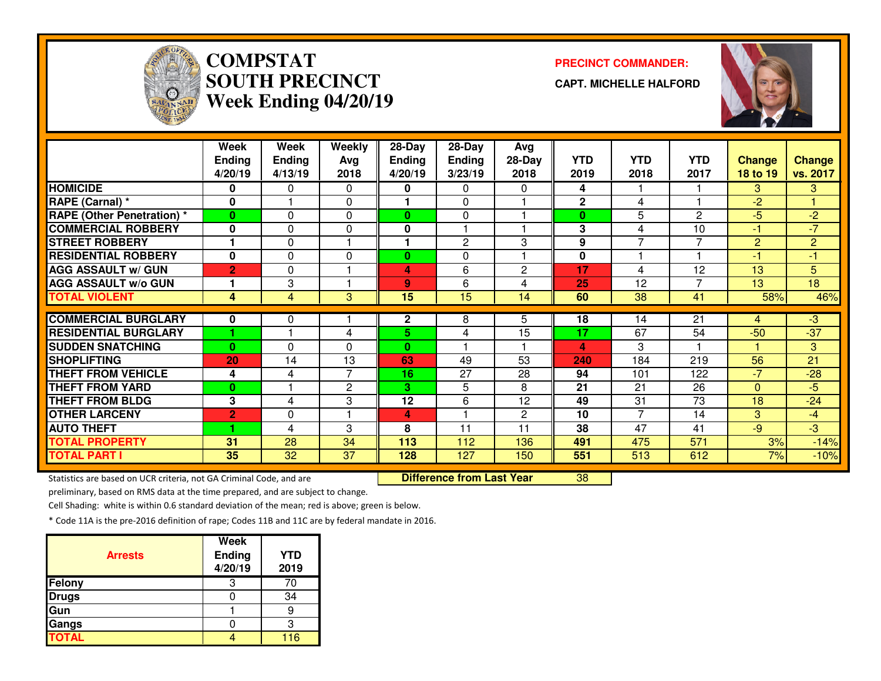# COMPSTAT SOUTH PRECINCT Week Ending 04/20/19

**PRECINCT COMMANDER:**

**CAPT. MICHELLE HALFORD**

| | Week Ending 4/20/19 | Week Ending 4/13/19 | Weekly Avg 2018 | 28-Day Ending 4/20/19 | 28-Day Ending 3/23/19 | Avg 28-Day 2018 | YTD 2019 | YTD 2018 | YTD 2017 | Change 18 to 19 | Change vs. 2017 |
|---|---|---|---|---|---|---|---|---|---|---|---|
| HOMICIDE | 0 | 0 | 0 | 0 | 0 | 0 | 4 | 1 | 1 | 3 | 3 |
| RAPE (Carnal) * | 0 | 1 | 0 | 1 | 0 | 1 | 2 | 4 | 1 | -2 | 1 |
| RAPE (Other Penetration) * | 0 | 0 | 0 | 0 | 0 | 1 | 0 | 5 | 2 | -5 | -2 |
| COMMERCIAL ROBBERY | 0 | 0 | 0 | 0 | 1 | 1 | 3 | 4 | 10 | -1 | -7 |
| STREET ROBBERY | 1 | 0 | 1 | 1 | 2 | 3 | 9 | 7 | 7 | 2 | 2 |
| RESIDENTIAL ROBBERY | 0 | 0 | 0 | 0 | 0 | 1 | 0 | 1 | 1 | -1 | -1 |
| AGG ASSAULT w/ GUN | 2 | 0 | 1 | 4 | 6 | 2 | 17 | 4 | 12 | 13 | 5 |
| AGG ASSAULT w/o GUN | 1 | 3 | 1 | 9 | 6 | 4 | 25 | 12 | 7 | 13 | 18 |
| TOTAL VIOLENT | 4 | 4 | 3 | 15 | 15 | 14 | 60 | 38 | 41 | 58% | 46% |
| COMMERCIAL BURGLARY | 0 | 0 | 1 | 2 | 8 | 5 | 18 | 14 | 21 | 4 | -3 |
| RESIDENTIAL BURGLARY | 1 | 1 | 4 | 5 | 4 | 15 | 17 | 67 | 54 | -50 | -37 |
| SUDDEN SNATCHING | 0 | 0 | 0 | 0 | 1 | 1 | 4 | 3 | 1 | 1 | 3 |
| SHOPLIFTING | 20 | 14 | 13 | 63 | 49 | 53 | 240 | 184 | 219 | 56 | 21 |
| THEFT FROM VEHICLE | 4 | 4 | 7 | 16 | 27 | 28 | 94 | 101 | 122 | -7 | -28 |
| THEFT FROM YARD | 0 | 1 | 2 | 3 | 5 | 8 | 21 | 21 | 26 | 0 | -5 |
| THEFT FROM BLDG | 3 | 4 | 3 | 12 | 6 | 12 | 49 | 31 | 73 | 18 | -24 |
| OTHER LARCENY | 2 | 0 | 1 | 4 | 1 | 2 | 10 | 7 | 14 | 3 | -4 |
| AUTO THEFT | 1 | 4 | 3 | 8 | 11 | 11 | 38 | 47 | 41 | -9 | -3 |
| TOTAL PROPERTY | 31 | 28 | 34 | 113 | 112 | 136 | 491 | 475 | 571 | 3% | -14% |
| TOTAL PART I | 35 | 32 | 37 | 128 | 127 | 150 | 551 | 513 | 612 | 7% | -10% |

**Difference from Last Year** 38

Statistics are based on UCR criteria, not GA Criminal Code, and are preliminary, based on RMS data at the time prepared, and are subject to change.

Cell Shading: white is within 0.6 standard deviation of the mean; red is above; green is below.

* Code 11A is the pre-2016 definition of rape; Codes 11B and 11C are by federal mandate in 2016.

| Arrests | Week Ending 4/20/19 | YTD 2019 |
|---|---|---|
| Felony | 3 | 70 |
| Drugs | 0 | 34 |
| Gun | 1 | 9 |
| Gangs | 0 | 3 |
| TOTAL | 4 | 116 |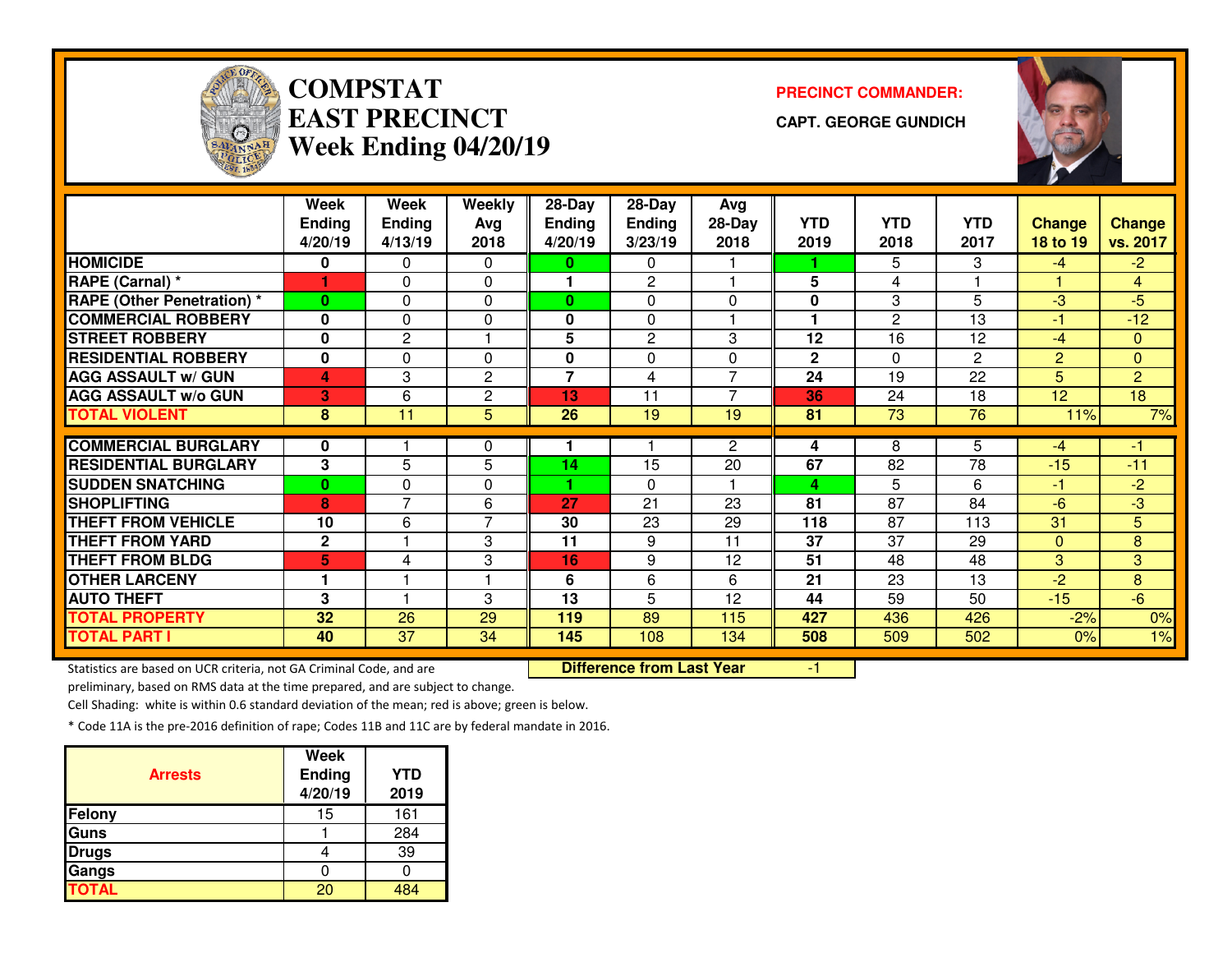# COMPSTAT
# EAST PRECINCT
# Week Ending 04/20/19

**PRECINCT COMMANDER:**

**CAPT. GEORGE GUNDICH**

| | Week Ending 4/20/19 | Week Ending 4/13/19 | Weekly Avg 2018 | 28-Day Ending 4/20/19 | 28-Day Ending 3/23/19 | Avg 28-Day 2018 | YTD 2019 | YTD 2018 | YTD 2017 | Change 18 to 19 | Change vs. 2017 |
|---|---|---|---|---|---|---|---|---|---|---|---|
| HOMICIDE | 0 | 0 | 0 | 0 | 0 | 1 | 1 | 5 | 3 | -4 | -2 |
| RAPE (Carnal) * | 1 | 0 | 0 | 1 | 2 | 1 | 5 | 4 | 1 | 1 | 4 |
| RAPE (Other Penetration) * | 0 | 0 | 0 | 0 | 0 | 0 | 0 | 3 | 5 | -3 | -5 |
| COMMERCIAL ROBBERY | 0 | 0 | 0 | 0 | 0 | 1 | 1 | 2 | 13 | -1 | -12 |
| STREET ROBBERY | 0 | 2 | 1 | 5 | 2 | 3 | 12 | 16 | 12 | -4 | 0 |
| RESIDENTIAL ROBBERY | 0 | 0 | 0 | 0 | 0 | 0 | 2 | 0 | 2 | 2 | 0 |
| AGG ASSAULT w/ GUN | 4 | 3 | 2 | 7 | 4 | 7 | 24 | 19 | 22 | 5 | 2 |
| AGG ASSAULT w/o GUN | 3 | 6 | 2 | 13 | 11 | 7 | 36 | 24 | 18 | 12 | 18 |
| TOTAL VIOLENT | 8 | 11 | 5 | 26 | 19 | 19 | 81 | 73 | 76 | 11% | 7% |
| COMMERCIAL BURGLARY | 0 | 1 | 0 | 1 | 1 | 2 | 4 | 8 | 5 | -4 | -1 |
| RESIDENTIAL BURGLARY | 3 | 5 | 5 | 14 | 15 | 20 | 67 | 82 | 78 | -15 | -11 |
| SUDDEN SNATCHING | 0 | 0 | 0 | 1 | 0 | 1 | 4 | 5 | 6 | -1 | -2 |
| SHOPLIFTING | 8 | 7 | 6 | 27 | 21 | 23 | 81 | 87 | 84 | -6 | -3 |
| THEFT FROM VEHICLE | 10 | 6 | 7 | 30 | 23 | 29 | 118 | 87 | 113 | 31 | 5 |
| THEFT FROM YARD | 2 | 1 | 3 | 11 | 9 | 11 | 37 | 37 | 29 | 0 | 8 |
| THEFT FROM BLDG | 5 | 4 | 3 | 16 | 9 | 12 | 51 | 48 | 48 | 3 | 3 |
| OTHER LARCENY | 1 | 1 | 1 | 6 | 6 | 6 | 21 | 23 | 13 | -2 | 8 |
| AUTO THEFT | 3 | 1 | 3 | 13 | 5 | 12 | 44 | 59 | 50 | -15 | -6 |
| TOTAL PROPERTY | 32 | 26 | 29 | 119 | 89 | 115 | 427 | 436 | 426 | -2% | 0% |
| TOTAL PART I | 40 | 37 | 34 | 145 | 108 | 134 | 508 | 509 | 502 | 0% | 1% |

**Difference from Last Year** -1

Statistics are based on UCR criteria, not GA Criminal Code, and are preliminary, based on RMS data at the time prepared, and are subject to change.

Cell Shading: white is within 0.6 standard deviation of the mean; red is above; green is below.

* Code 11A is the pre-2016 definition of rape; Codes 11B and 11C are by federal mandate in 2016.

| Arrests | Week Ending 4/20/19 | YTD 2019 |
|---|---|---|
| Felony | 15 | 161 |
| Guns | 1 | 284 |
| Drugs | 4 | 39 |
| Gangs | 0 | 0 |
| TOTAL | 20 | 484 |